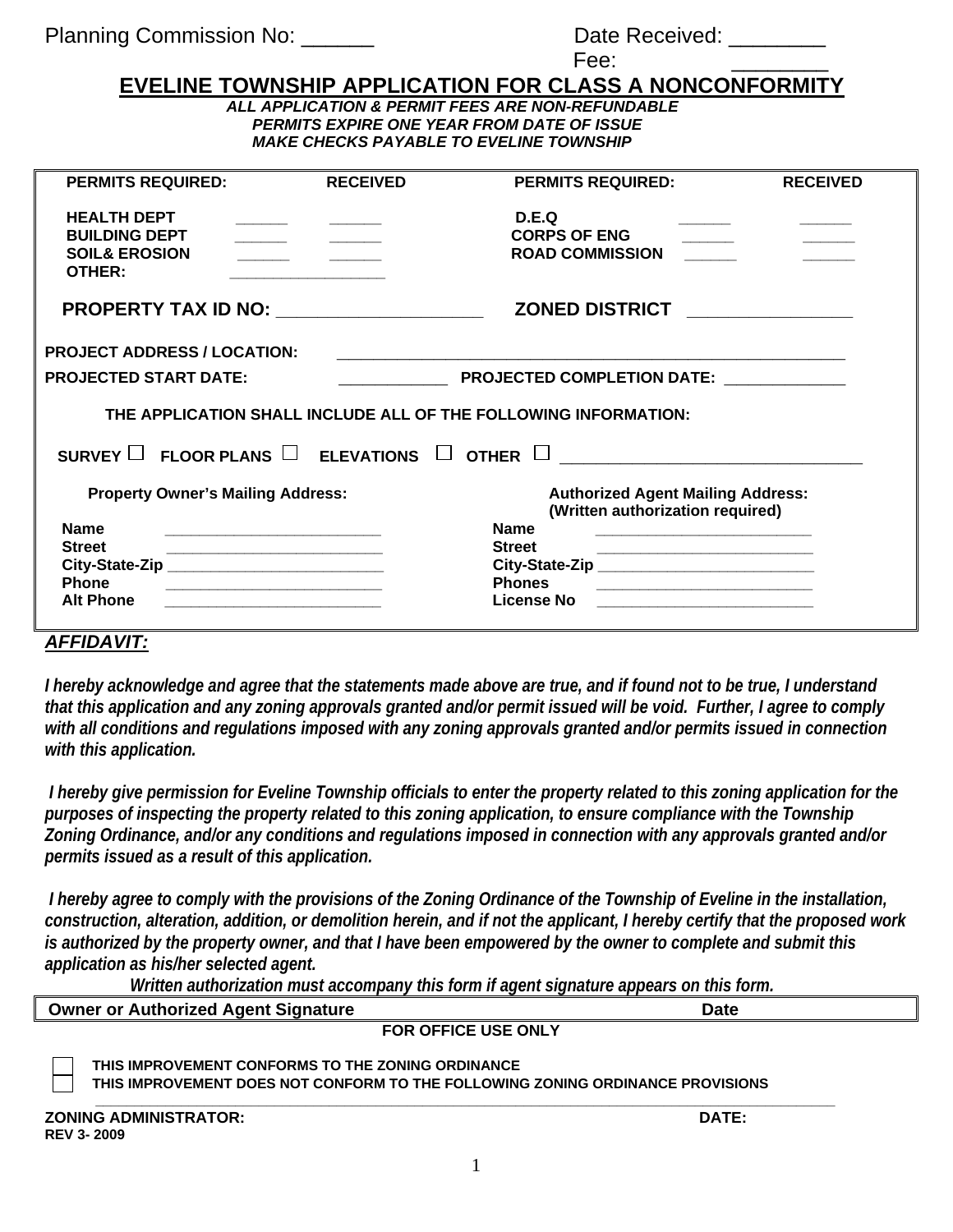Planning Commission No: ______ Date Received: ________

Fee: ________

# EVELINE TOWNSHIP APPLICATION FOR CLASS A NONCONFORMITY

***ALL APPLICATION & PERMIT FEES ARE NON-REFUNDABLE***
***PERMITS EXPIRE ONE YEAR FROM DATE OF ISSUE***
***MAKE CHECKS PAYABLE TO EVELINE TOWNSHIP***

| PERMITS REQUIRED: | | RECEIVED | PERMITS REQUIRED: | | RECEIVED |
|---|---|---|---|---|---|
| HEALTH DEPT | ______ | ______ | D.E.Q | ______ | ______ |
| BUILDING DEPT | ______ | ______ | CORPS OF ENG | ______ | ______ |
| SOIL& EROSION | ______ | ______ | ROAD COMMISSION | ______ | ______ |
| OTHER: | ________________ | | | | |

**PROPERTY TAX ID NO:** ____________________ **ZONED DISTRICT** ________________

**PROJECT ADDRESS / LOCATION:** ________________________________________________________

**PROJECTED START DATE:** ____________ **PROJECTED COMPLETION DATE:** _____________

**THE APPLICATION SHALL INCLUDE ALL OF THE FOLLOWING INFORMATION:**

**SURVEY** ☐ **FLOOR PLANS** ☐ **ELEVATIONS** ☐ **OTHER** ☐ ________________________________

| Property Owner's Mailing Address: | | Authorized Agent Mailing Address: (Written authorization required) | |
|---|---|---|---|
| Name | ________________________ | Name | ________________________ |
| Street | ________________________ | Street | ________________________ |
| City-State-Zip | ________________________ | City-State-Zip | ________________________ |
| Phone | ________________________ | Phones | ________________________ |
| Alt Phone | ________________________ | License No | ________________________ |

***AFFIDAVIT:***

***I hereby acknowledge and agree that the statements made above are true, and if found not to be true, I understand that this application and any zoning approvals granted and/or permit issued will be void. Further, I agree to comply with all conditions and regulations imposed with any zoning approvals granted and/or permits issued in connection with this application.***

***I hereby give permission for Eveline Township officials to enter the property related to this zoning application for the purposes of inspecting the property related to this zoning application, to ensure compliance with the Township Zoning Ordinance, and/or any conditions and regulations imposed in connection with any approvals granted and/or permits issued as a result of this application.***

***I hereby agree to comply with the provisions of the Zoning Ordinance of the Township of Eveline in the installation, construction, alteration, addition, or demolition herein, and if not the applicant, I hereby certify that the proposed work is authorized by the property owner, and that I have been empowered by the owner to complete and submit this application as his/her selected agent.***

***Written authorization must accompany this form if agent signature appears on this form.***

**Owner or Authorized Agent Signature** **Date**

**FOR OFFICE USE ONLY**

☐ **THIS IMPROVEMENT CONFORMS TO THE ZONING ORDINANCE**
☐ **THIS IMPROVEMENT DOES NOT CONFORM TO THE FOLLOWING ZONING ORDINANCE PROVISIONS**

________________________________________________________________________________

**ZONING ADMINISTRATOR:** **DATE:**

**REV 3- 2009**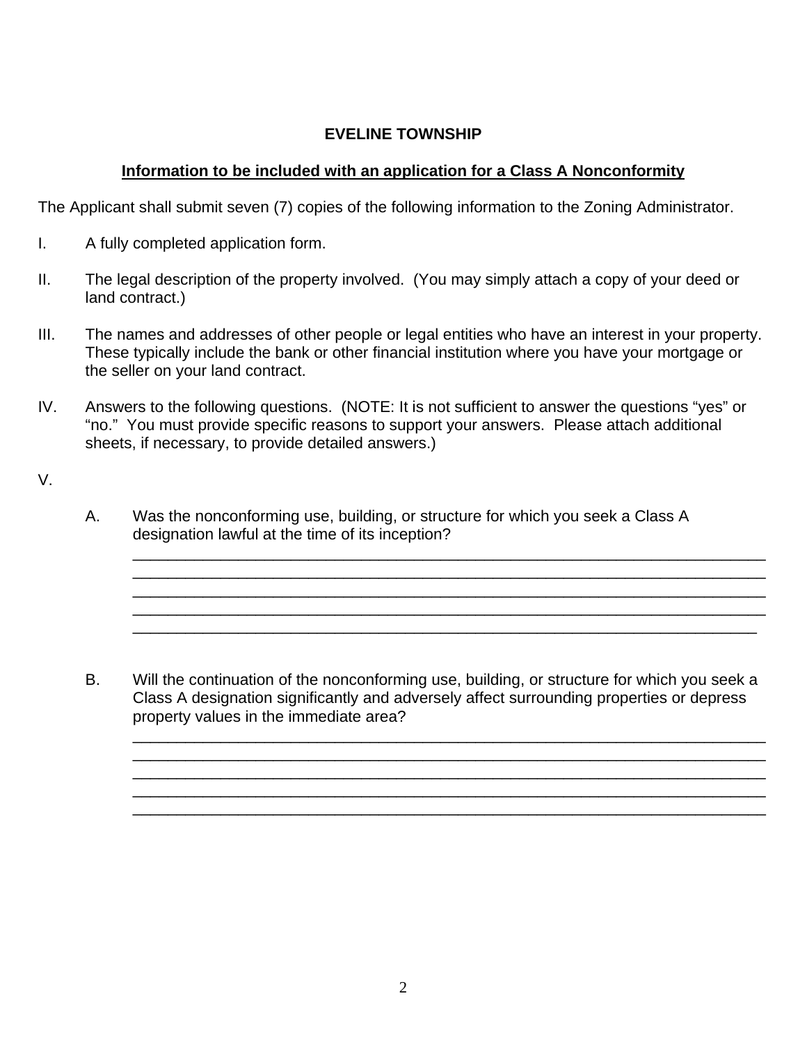**EVELINE TOWNSHIP**

**<u>Information to be included with an application for a Class A Nonconformity</u>**

The Applicant shall submit seven (7) copies of the following information to the Zoning Administrator.

I. A fully completed application form.

II. The legal description of the property involved. (You may simply attach a copy of your deed or land contract.)

III. The names and addresses of other people or legal entities who have an interest in your property. These typically include the bank or other financial institution where you have your mortgage or the seller on your land contract.

IV. Answers to the following questions. (NOTE: It is not sufficient to answer the questions “yes” or “no.” You must provide specific reasons to support your answers. Please attach additional sheets, if necessary, to provide detailed answers.)

V.

A. Was the nonconforming use, building, or structure for which you seek a Class A designation lawful at the time of its inception?

\_\_\_\_\_\_\_\_\_\_\_\_\_\_\_\_\_\_\_\_\_\_\_\_\_\_\_\_\_\_\_\_\_\_\_\_\_\_\_\_\_\_\_\_\_\_\_\_\_\_\_\_\_\_\_\_\_\_\_\_\_\_\_\_\_\_\_\_\_\_\_\_
\_\_\_\_\_\_\_\_\_\_\_\_\_\_\_\_\_\_\_\_\_\_\_\_\_\_\_\_\_\_\_\_\_\_\_\_\_\_\_\_\_\_\_\_\_\_\_\_\_\_\_\_\_\_\_\_\_\_\_\_\_\_\_\_\_\_\_\_\_\_\_\_
\_\_\_\_\_\_\_\_\_\_\_\_\_\_\_\_\_\_\_\_\_\_\_\_\_\_\_\_\_\_\_\_\_\_\_\_\_\_\_\_\_\_\_\_\_\_\_\_\_\_\_\_\_\_\_\_\_\_\_\_\_\_\_\_\_\_\_\_\_\_\_\_
\_\_\_\_\_\_\_\_\_\_\_\_\_\_\_\_\_\_\_\_\_\_\_\_\_\_\_\_\_\_\_\_\_\_\_\_\_\_\_\_\_\_\_\_\_\_\_\_\_\_\_\_\_\_\_\_\_\_\_\_\_\_\_\_\_\_\_\_\_\_\_\_
\_\_\_\_\_\_\_\_\_\_\_\_\_\_\_\_\_\_\_\_\_\_\_\_\_\_\_\_\_\_\_\_\_\_\_\_\_\_\_\_\_\_\_\_\_\_\_\_\_\_\_\_\_\_\_\_\_\_\_\_\_\_\_\_\_\_\_\_\_\_\_

B. Will the continuation of the nonconforming use, building, or structure for which you seek a Class A designation significantly and adversely affect surrounding properties or depress property values in the immediate area?

\_\_\_\_\_\_\_\_\_\_\_\_\_\_\_\_\_\_\_\_\_\_\_\_\_\_\_\_\_\_\_\_\_\_\_\_\_\_\_\_\_\_\_\_\_\_\_\_\_\_\_\_\_\_\_\_\_\_\_\_\_\_\_\_\_\_\_\_\_\_\_\_
\_\_\_\_\_\_\_\_\_\_\_\_\_\_\_\_\_\_\_\_\_\_\_\_\_\_\_\_\_\_\_\_\_\_\_\_\_\_\_\_\_\_\_\_\_\_\_\_\_\_\_\_\_\_\_\_\_\_\_\_\_\_\_\_\_\_\_\_\_\_\_\_
\_\_\_\_\_\_\_\_\_\_\_\_\_\_\_\_\_\_\_\_\_\_\_\_\_\_\_\_\_\_\_\_\_\_\_\_\_\_\_\_\_\_\_\_\_\_\_\_\_\_\_\_\_\_\_\_\_\_\_\_\_\_\_\_\_\_\_\_\_\_\_\_
\_\_\_\_\_\_\_\_\_\_\_\_\_\_\_\_\_\_\_\_\_\_\_\_\_\_\_\_\_\_\_\_\_\_\_\_\_\_\_\_\_\_\_\_\_\_\_\_\_\_\_\_\_\_\_\_\_\_\_\_\_\_\_\_\_\_\_\_\_\_\_\_
\_\_\_\_\_\_\_\_\_\_\_\_\_\_\_\_\_\_\_\_\_\_\_\_\_\_\_\_\_\_\_\_\_\_\_\_\_\_\_\_\_\_\_\_\_\_\_\_\_\_\_\_\_\_\_\_\_\_\_\_\_\_\_\_\_\_\_\_\_\_\_\_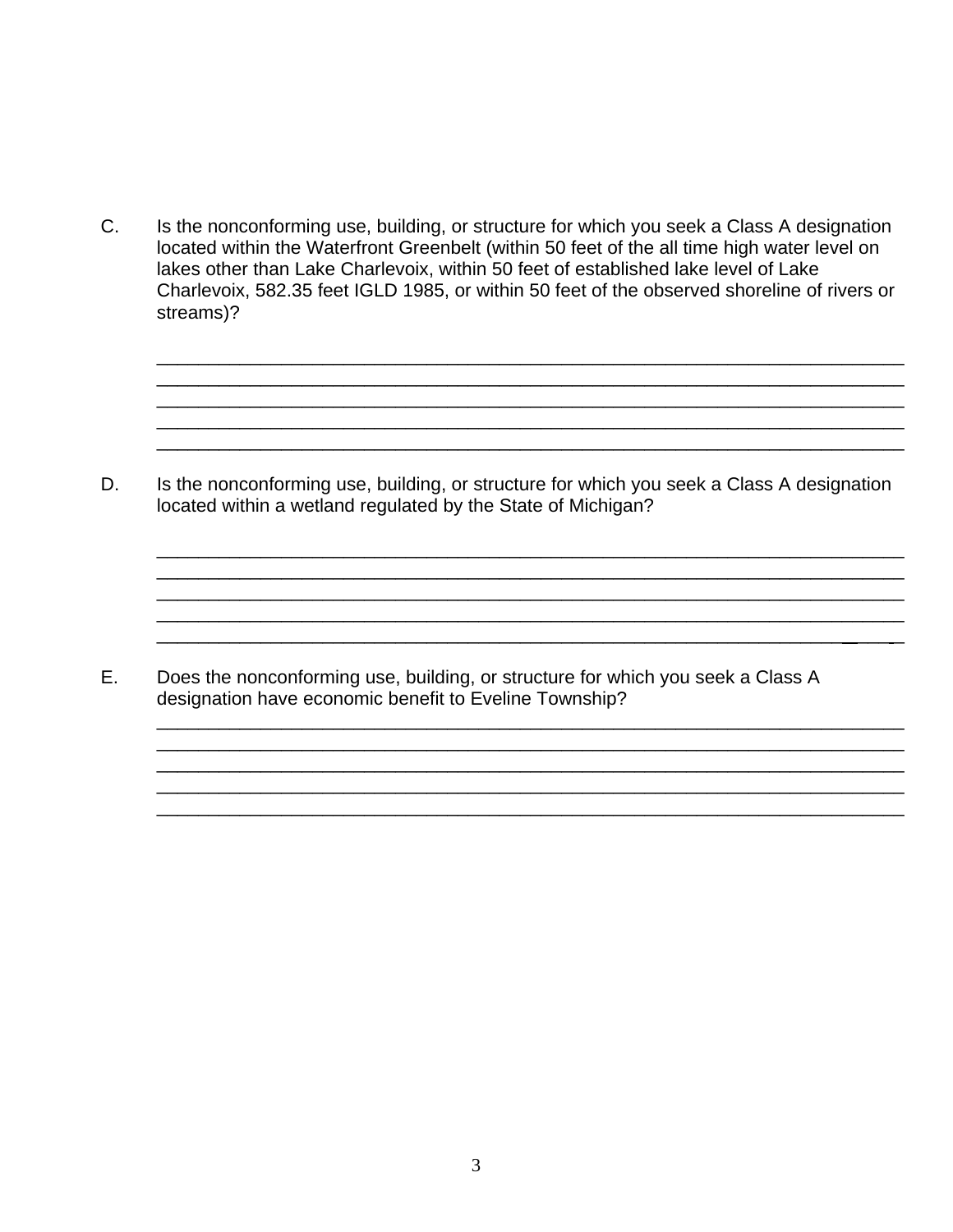C. Is the nonconforming use, building, or structure for which you seek a Class A designation located within the Waterfront Greenbelt (within 50 feet of the all time high water level on lakes other than Lake Charlevoix, within 50 feet of established lake level of Lake Charlevoix, 582.35 feet IGLD 1985, or within 50 feet of the observed shoreline of rivers or streams)?

______________________________________________________________________________
______________________________________________________________________________
______________________________________________________________________________
______________________________________________________________________________
______________________________________________________________________________

D. Is the nonconforming use, building, or structure for which you seek a Class A designation located within a wetland regulated by the State of Michigan?

______________________________________________________________________________
______________________________________________________________________________
______________________________________________________________________________
______________________________________________________________________________
______________________________________________________________________________

E. Does the nonconforming use, building, or structure for which you seek a Class A designation have economic benefit to Eveline Township?

______________________________________________________________________________
______________________________________________________________________________
______________________________________________________________________________
______________________________________________________________________________
______________________________________________________________________________